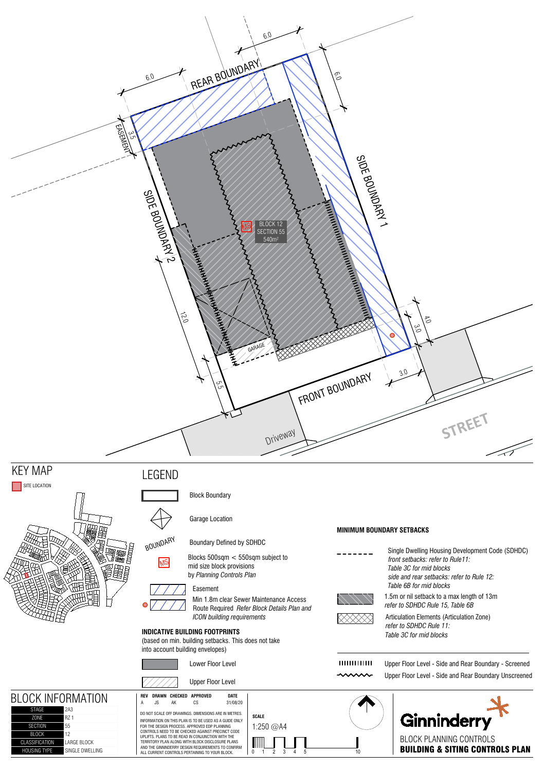REAR BOUNDARY

6.0

6.0

6.0

EASEMENT 3.5

SIDE BOUNDARY 1

SIDE BOUNDARY 2

BLOCK 12
SECTION 55
540m²

MS

12.0

GARAGE

5.5

4.0

3.0

3.0

FRONT BOUNDARY

Driveway

STREET

## KEY MAP

SITE LOCATION

## LEGEND

- Block Boundary
- Garage Location
- Boundary Defined by SDHDC
- MS — Blocks 500sqm < 550sqm subject to mid size block provisions by *Planning Controls Plan*
- Easement
- Min 1.8m clear Sewer Maintenance Access Route Required *Refer Block Details Plan and ICON building requirements*

### INDICATIVE BUILDING FOOTPRINTS

(based on min. building setbacks. This does not take into account building envelopes)

- Lower Floor Level
- Upper Floor Level

### MINIMUM BOUNDARY SETBACKS

- Single Dwelling Housing Development Code (SDHDC) *front setbacks: refer to Rule11: Table 3C for mid blocks side and rear setbacks: refer to Rule 12: Table 6B for mid blocks*
- 1.5m or nil setback to a max length of 13m *refer to SDHDC Rule 15, Table 6B*
- Articulation Elements (Articulation Zone) *refer to SDHDC Rule 11: Table 3C for mid blocks*
- Upper Floor Level - Side and Rear Boundary - Screened
- Upper Floor Level - Side and Rear Boundary Unscreened

## BLOCK INFORMATION

| | |
|---|---|
| STAGE | 2A3 |
| ZONE | RZ 1 |
| SECTION | 55 |
| BLOCK | 12 |
| CLASSIFICATION | LARGE BLOCK |
| HOUSING TYPE | SINGLE DWELLING |

| REV | DRAWN | CHECKED | APPROVED | DATE |
|---|---|---|---|---|
| A | JS | AK | CS | 31/08/20 |

DO NOT SCALE OFF DRAWINGS. DIMENSIONS ARE IN METRES.

INFORMATION ON THIS PLAN IS TO BE USED AS A GUIDE ONLY FOR THE DESIGN PROCESS. APPROVED EDP PLANNING CONTROLS NEED TO BE CHECKED AGAINST PRECINCT CODE UPLIFTS. PLANS TO BE READ IN CONJUNCTION WITH THE TERRITORY PLAN ALONG WITH BLOCK DISCLOSURE PLANS AND THE GINNINDERRY DESIGN REQUIREMENTS TO CONFIRM ALL CURRENT CONTROLS PERTAINING TO YOUR BLOCK.

**SCALE**

1:250 @A4

0 1 2 3 4 5 10

Ginninderry

BLOCK PLANNING CONTROLS

**BUILDING & SITING CONTROLS PLAN**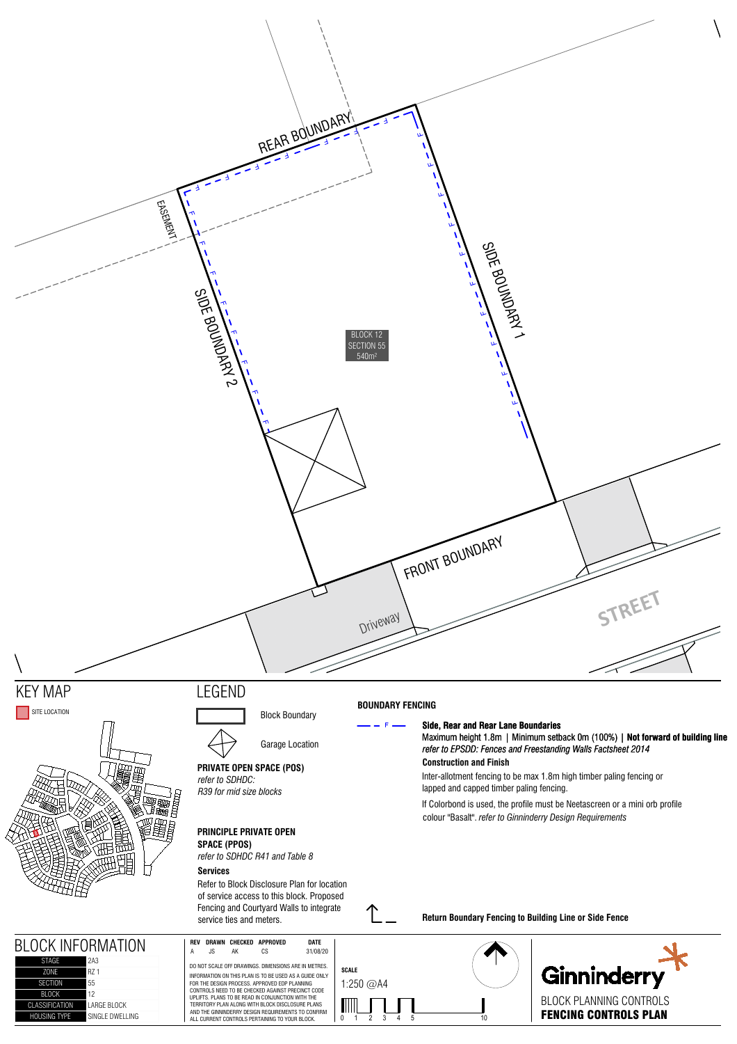REAR BOUNDARY

EASEMENT

SIDE BOUNDARY 2

SIDE BOUNDARY 1

BLOCK 12
SECTION 55
540m²

FRONT BOUNDARY

Driveway

STREET

## KEY MAP

SITE LOCATION

## LEGEND

Block Boundary

Garage Location

**PRIVATE OPEN SPACE (POS)**
*refer to SDHDC:*
*R39 for mid size blocks*

**PRINCIPLE PRIVATE OPEN SPACE (PPOS)**
*refer to SDHDC R41 and Table 8*

**Services**

Refer to Block Disclosure Plan for location of service access to this block. Proposed Fencing and Courtyard Walls to integrate service ties and meters.

## BOUNDARY FENCING

**Side, Rear and Rear Lane Boundaries**
Maximum height 1.8m | Minimum setback 0m (100%) | **Not forward of building line**
*refer to EPSDD: Fences and Freestanding Walls Factsheet 2014*

**Construction and Finish**
Inter-allotment fencing to be max 1.8m high timber paling fencing or lapped and capped timber paling fencing.

If Colorbond is used, the profile must be Neetascreen or a mini orb profile colour "Basalt". *refer to Ginninderry Design Requirements*

**Return Boundary Fencing to Building Line or Side Fence**

## BLOCK INFORMATION

| | |
|---|---|
| STAGE | 2A3 |
| ZONE | RZ 1 |
| SECTION | 55 |
| BLOCK | 12 |
| CLASSIFICATION | LARGE BLOCK |
| HOUSING TYPE | SINGLE DWELLING |

| REV | DRAWN | CHECKED | APPROVED | DATE |
|---|---|---|---|---|
| A | JS | AK | CS | 31/08/20 |

DO NOT SCALE OFF DRAWINGS. DIMENSIONS ARE IN METRES.
INFORMATION ON THIS PLAN IS TO BE USED AS A GUIDE ONLY FOR THE DESIGN PROCESS. APPROVED EDP PLANNING CONTROLS NEED TO BE CHECKED AGAINST PRECINCT CODE UPLIFTS. PLANS TO BE READ IN CONJUNCTION WITH THE TERRITORY PLAN ALONG WITH BLOCK DISCLOSURE PLANS AND THE GINNINDERRY DESIGN REQUIREMENTS TO CONFIRM ALL CURRENT CONTROLS PERTAINING TO YOUR BLOCK.

**SCALE**
1:250 @A4

0 1 2 3 4 5 10

Ginninderry

BLOCK PLANNING CONTROLS
**FENCING CONTROLS PLAN**